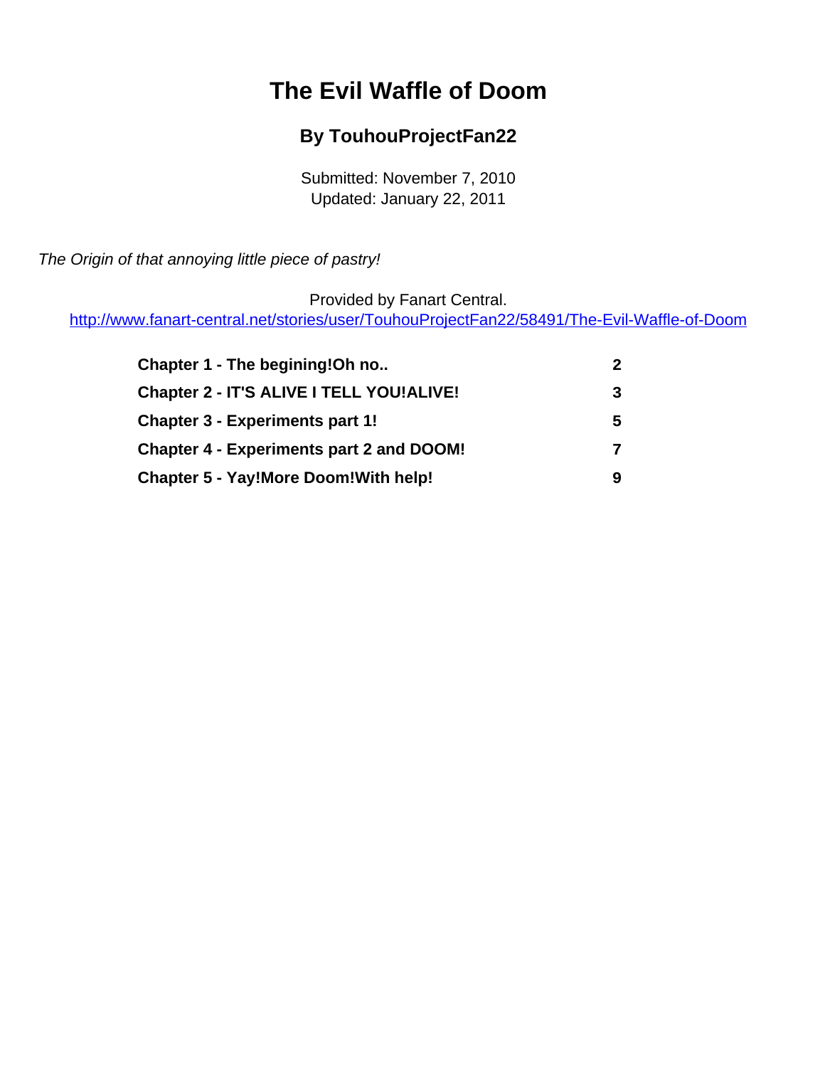# The Evil Waffle of Doom

## By TouhouProjectFan22

Submitted: November 7, 2010
Updated: January 22, 2011

*The Origin of that annoying little piece of pastry!*

Provided by Fanart Central.
http://www.fanart-central.net/stories/user/TouhouProjectFan22/58491/The-Evil-Waffle-of-Doom

| | |
|---|---|
| **Chapter 1 - The begining!Oh no..** | **2** |
| **Chapter 2 - IT'S ALIVE I TELL YOU!ALIVE!** | **3** |
| **Chapter 3 - Experiments part 1!** | **5** |
| **Chapter 4 - Experiments part 2 and DOOM!** | **7** |
| **Chapter 5 - Yay!More Doom!With help!** | **9** |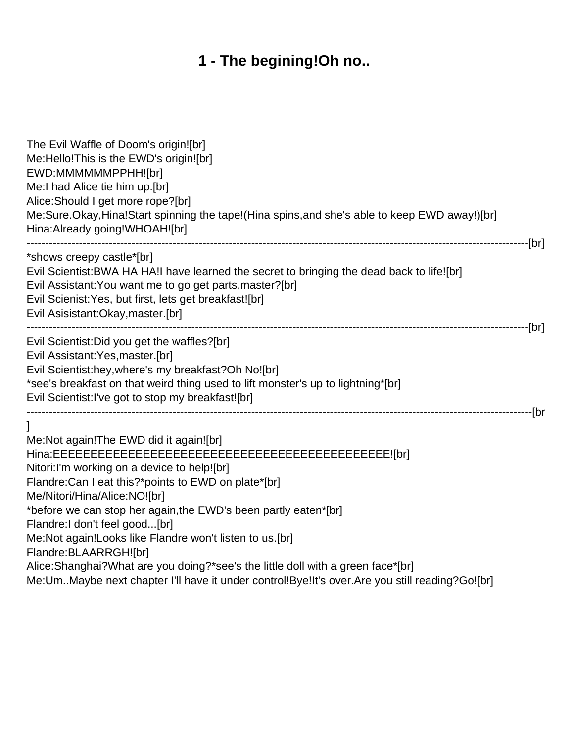# 1 - The begining!Oh no..

The Evil Waffle of Doom's origin![br]
Me:Hello!This is the EWD's origin![br]
EWD:MMMMMMPPHH![br]
Me:I had Alice tie him up.[br]
Alice:Should I get more rope?[br]
Me:Sure.Okay,Hina!Start spinning the tape!(Hina spins,and she's able to keep EWD away!)[br]
Hina:Already going!WHOAH![br]
-----------------------------------------------------------------------------------------------------------------------------------[br]
*shows creepy castle*[br]
Evil Scientist:BWA HA HA!I have learned the secret to bringing the dead back to life![br]
Evil Assistant:You want me to go get parts,master?[br]
Evil Scienist:Yes, but first, lets get breakfast![br]
Evil Asisistant:Okay,master.[br]
-----------------------------------------------------------------------------------------------------------------------------------[br]
Evil Scientist:Did you get the waffles?[br]
Evil Assistant:Yes,master.[br]
Evil Scientist:hey,where's my breakfast?Oh No![br]
*see's breakfast on that weird thing used to lift monster's up to lightning*[br]
Evil Scientist:I've got to stop my breakfast![br]
-----------------------------------------------------------------------------------------------------------------------------------[br
]
Me:Not again!The EWD did it again![br]
Hina:EEEEEEEEEEEEEEEEEEEEEEEEEEEEEEEEEEEEEEEEEEEEE![br]
Nitori:I'm working on a device to help![br]
Flandre:Can I eat this?*points to EWD on plate*[br]
Me/Nitori/Hina/Alice:NO![br]
*before we can stop her again,the EWD's been partly eaten*[br]
Flandre:I don't feel good...[br]
Me:Not again!Looks like Flandre won't listen to us.[br]
Flandre:BLAARRGH![br]
Alice:Shanghai?What are you doing?*see's the little doll with a green face*[br]
Me:Um..Maybe next chapter I'll have it under control!Bye!It's over.Are you still reading?Go![br]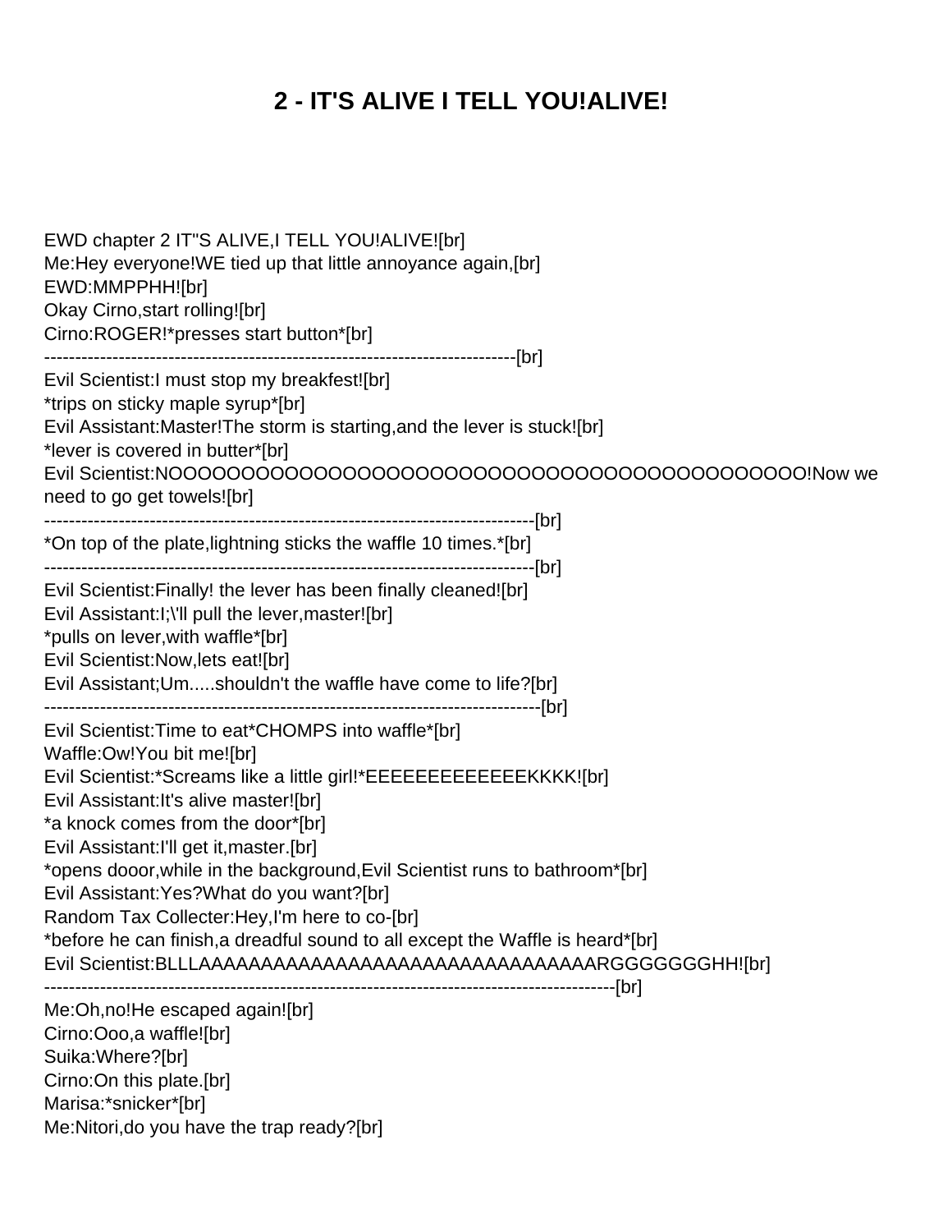# 2 - IT'S ALIVE I TELL YOU!ALIVE!

EWD chapter 2 IT"S ALIVE,I TELL YOU!ALIVE![br]
Me:Hey everyone!WE tied up that little annoyance again,[br]
EWD:MMPPHH![br]
Okay Cirno,start rolling![br]
Cirno:ROGER!*presses start button*[br]
----------------------------------------------------------------------------[br]
Evil Scientist:I must stop my breakfest![br]
*trips on sticky maple syrup*[br]
Evil Assistant:Master!The storm is starting,and the lever is stuck![br]
*lever is covered in butter*[br]
Evil Scientist:NOOOOOOOOOOOOOOOOOOOOOOOOOOOOOOOOOOOOOOOOOOOOOOO!Now we need to go get towels![br]
-------------------------------------------------------------------------------[br]
*On top of the plate,lightning sticks the waffle 10 times.*[br]
-------------------------------------------------------------------------------[br]
Evil Scientist:Finally! the lever has been finally cleaned![br]
Evil Assistant:I;\'ll pull the lever,master![br]
*pulls on lever,with waffle*[br]
Evil Scientist:Now,lets eat![br]
Evil Assistant;Um.....shouldn't the waffle have come to life?[br]
--------------------------------------------------------------------------------[br]
Evil Scientist:Time to eat*CHOMPS into waffle*[br]
Waffle:Ow!You bit me![br]
Evil Scientist:*Screams like a little girl!*EEEEEEEEEEEEEKKKK![br]
Evil Assistant:It's alive master![br]
*a knock comes from the door*[br]
Evil Assistant:I'll get it,master.[br]
*opens dooor,while in the background,Evil Scientist runs to bathroom*[br]
Evil Assistant:Yes?What do you want?[br]
Random Tax Collecter:Hey,I'm here to co-[br]
*before he can finish,a dreadful sound to all except the Waffle is heard*[br]
Evil Scientist:BLLLAAAAAAAAAAAAAAAAAAAAAAAAAAAAAAAARGGGGGGGHH![br]
-----------------------------------------------------------------------------------------[br]
Me:Oh,no!He escaped again![br]
Cirno:Ooo,a waffle![br]
Suika:Where?[br]
Cirno:On this plate.[br]
Marisa:*snicker*[br]
Me:Nitori,do you have the trap ready?[br]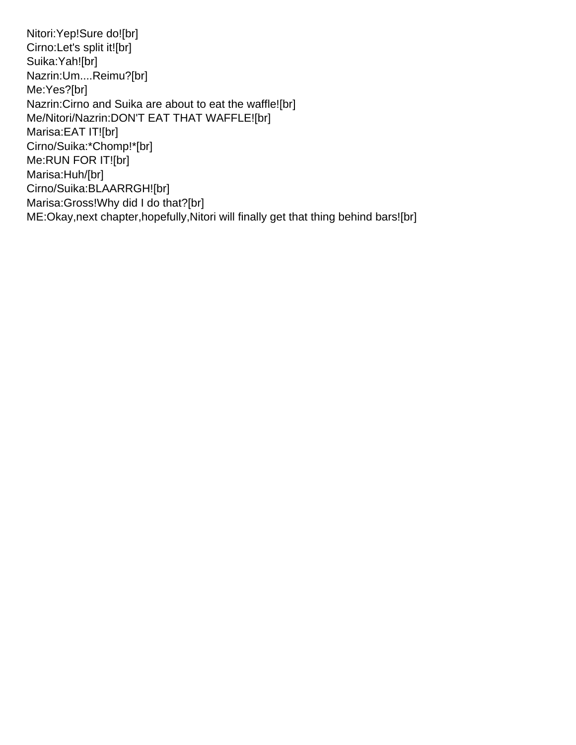Nitori:Yep!Sure do![br]
Cirno:Let's split it![br]
Suika:Yah![br]
Nazrin:Um....Reimu?[br]
Me:Yes?[br]
Nazrin:Cirno and Suika are about to eat the waffle![br]
Me/Nitori/Nazrin:DON'T EAT THAT WAFFLE![br]
Marisa:EAT IT![br]
Cirno/Suika:*Chomp!*[br]
Me:RUN FOR IT![br]
Marisa:Huh/[br]
Cirno/Suika:BLAARRGH![br]
Marisa:Gross!Why did I do that?[br]
ME:Okay,next chapter,hopefully,Nitori will finally get that thing behind bars![br]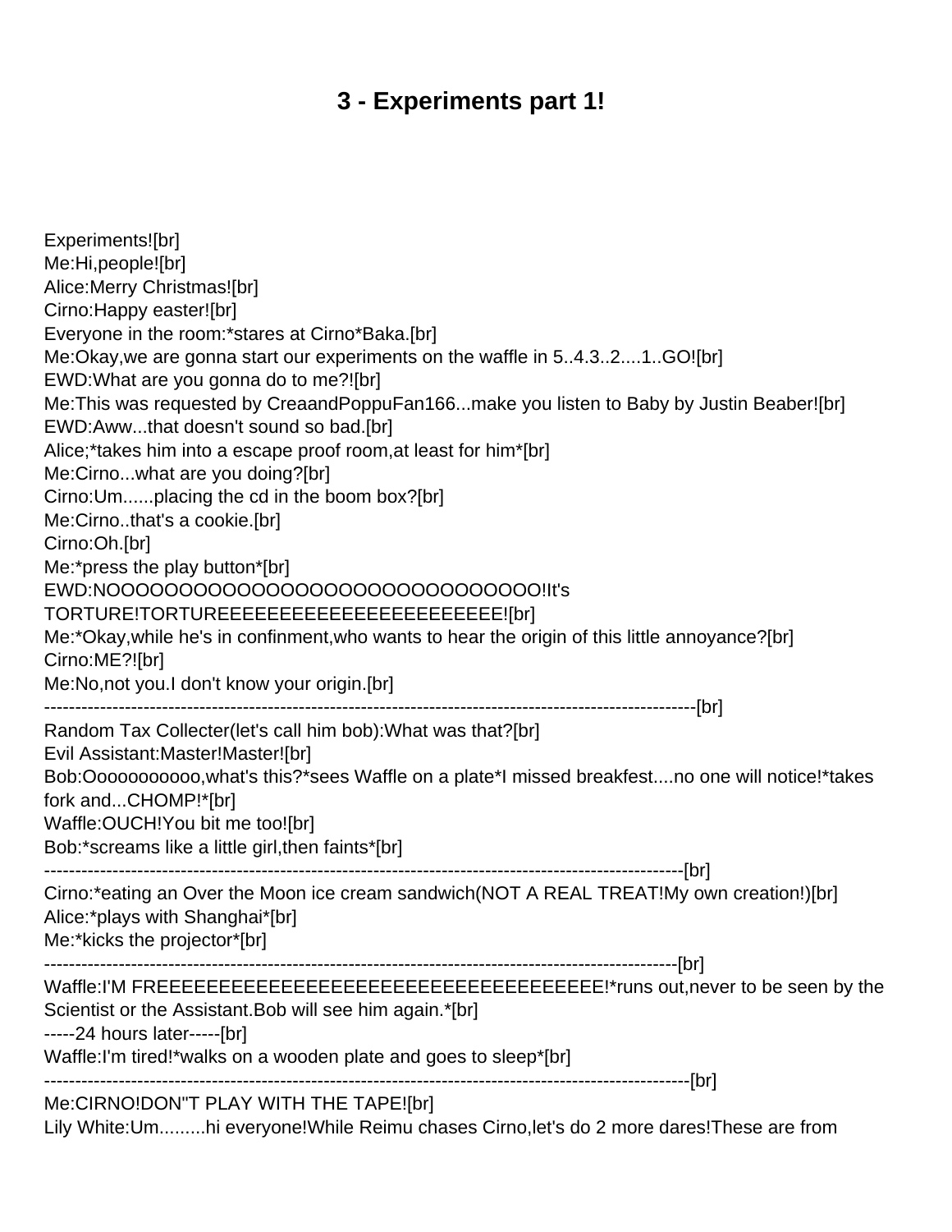# 3 - Experiments part 1!

Experiments![br]
Me:Hi,people![br]
Alice:Merry Christmas![br]
Cirno:Happy easter![br]
Everyone in the room:*stares at Cirno*Baka.[br]
Me:Okay,we are gonna start our experiments on the waffle in 5..4.3..2....1..GO![br]
EWD:What are you gonna do to me?![br]
Me:This was requested by CreaandPoppuFan166...make you listen to Baby by Justin Beaber![br]
EWD:Aww...that doesn't sound so bad.[br]
Alice;*takes him into a escape proof room,at least for him*[br]
Me:Cirno...what are you doing?[br]
Cirno:Um......placing the cd in the boom box?[br]
Me:Cirno..that's a cookie.[br]
Cirno:Oh.[br]
Me:*press the play button*[br]
EWD:NOOOOOOOOOOOOOOOOOOOOOOOOOOOOOO!It's TORTURE!TORTUREEEEEEEEEEEEEEEEEEEEEEE![br]
Me:*Okay,while he's in confinment,who wants to hear the origin of this little annoyance?[br]
Cirno:ME?![br]
Me:No,not you.I don't know your origin.[br]
----------------------------------------------------------------------------------------------------------[br]
Random Tax Collecter(let's call him bob):What was that?[br]
Evil Assistant:Master!Master![br]
Bob:Oooooooooo,what's this?*sees Waffle on a plate*I missed breakfest....no one will notice!*takes fork and...CHOMP!*[br]
Waffle:OUCH!You bit me too![br]
Bob:*screams like a little girl,then faints*[br]
----------------------------------------------------------------------------------------------------------[br]
Cirno:*eating an Over the Moon ice cream sandwich(NOT A REAL TREAT!My own creation!)[br]
Alice:*plays with Shanghai*[br]
Me:*kicks the projector*[br]
----------------------------------------------------------------------------------------------------------[br]
Waffle:I'M FREEEEEEEEEEEEEEEEEEEEEEEEEEEEEEEEEEEE!*runs out,never to be seen by the Scientist or the Assistant.Bob will see him again.*[br]
-----24 hours later-----[br]
Waffle:I'm tired!*walks on a wooden plate and goes to sleep*[br]
----------------------------------------------------------------------------------------------------------[br]
Me:CIRNO!DON"T PLAY WITH THE TAPE![br]
Lily White:Um.........hi everyone!While Reimu chases Cirno,let's do 2 more dares!These are from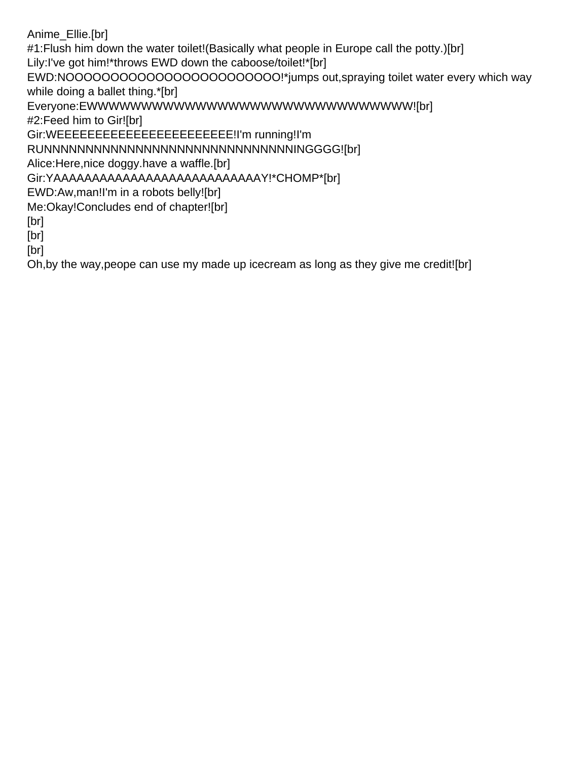Anime_Ellie.[br]
#1:Flush him down the water toilet!(Basically what people in Europe call the potty.)[br]
Lily:I've got him!*throws EWD down the caboose/toilet!*[br]
EWD:NOOOOOOOOOOOOOOOOOOOOOOOOO!*jumps out,spraying toilet water every which way while doing a ballet thing.*[br]
Everyone:EWWWWWWWWWWWWWWWWWWWWWWWWWWWWWWWW![br]
#2:Feed him to Gir![br]
Gir:WEEEEEEEEEEEEEEEEEEEEEEE!I'm running!I'm RUNNNNNNNNNNNNNNNNNNNNNNNNNNNNNNNINGGGG![br]
Alice:Here,nice doggy.have a waffle.[br]
Gir:YAAAAAAAAAAAAAAAAAAAAAAAAAAY!*CHOMP*[br]
EWD:Aw,man!I'm in a robots belly![br]
Me:Okay!Concludes end of chapter![br]
[br]
[br]
[br]
Oh,by the way,peope can use my made up icecream as long as they give me credit![br]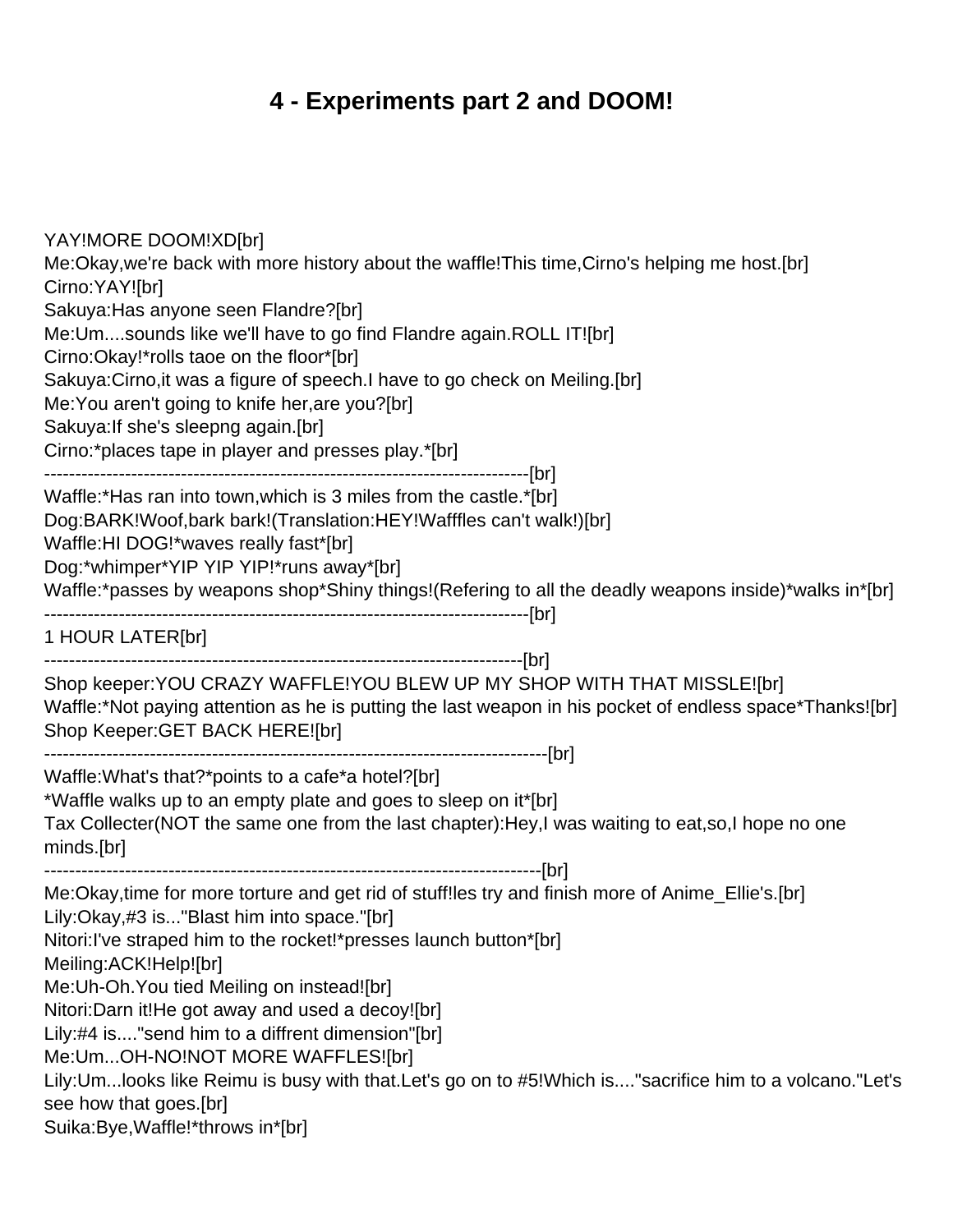# 4 - Experiments part 2 and DOOM!

YAY!MORE DOOM!XD[br]
Me:Okay,we're back with more history about the waffle!This time,Cirno's helping me host.[br]
Cirno:YAY![br]
Sakuya:Has anyone seen Flandre?[br]
Me:Um....sounds like we'll have to go find Flandre again.ROLL IT![br]
Cirno:Okay!*rolls taoe on the floor*[br]
Sakuya:Cirno,it was a figure of speech.I have to go check on Meiling.[br]
Me:You aren't going to knife her,are you?[br]
Sakuya:If she's sleepng again.[br]
Cirno:*places tape in player and presses play.*[br]
-------------------------------------------------------------------------------[br]
Waffle:*Has ran into town,which is 3 miles from the castle.*[br]
Dog:BARK!Woof,bark bark!(Translation:HEY!Wafffles can't walk!)[br]
Waffle:HI DOG!*waves really fast*[br]
Dog:*whimper*YIP YIP YIP!*runs away*[br]
Waffle:*passes by weapons shop*Shiny things!(Refering to all the deadly weapons inside)*walks in*[br]
-------------------------------------------------------------------------------[br]
1 HOUR LATER[br]
-------------------------------------------------------------------------------[br]
Shop keeper:YOU CRAZY WAFFLE!YOU BLEW UP MY SHOP WITH THAT MISSLE![br]
Waffle:*Not paying attention as he is putting the last weapon in his pocket of endless space*Thanks![br]
Shop Keeper:GET BACK HERE![br]
--------------------------------------------------------------------------------[br]
Waffle:What's that?*points to a cafe*a hotel?[br]
*Waffle walks up to an empty plate and goes to sleep on it*[br]
Tax Collecter(NOT the same one from the last chapter):Hey,I was waiting to eat,so,I hope no one minds.[br]
--------------------------------------------------------------------------------[br]
Me:Okay,time for more torture and get rid of stuff!les try and finish more of Anime_Ellie's.[br]
Lily:Okay,#3 is..."Blast him into space."[br]
Nitori:I've straped him to the rocket!*presses launch button*[br]
Meiling:ACK!Help![br]
Me:Uh-Oh.You tied Meiling on instead![br]
Nitori:Darn it!He got away and used a decoy![br]
Lily:#4 is...."send him to a diffrent dimension"[br]
Me:Um...OH-NO!NOT MORE WAFFLES![br]
Lily:Um...looks like Reimu is busy with that.Let's go on to #5!Which is...."sacrifice him to a volcano."Let's see how that goes.[br]
Suika:Bye,Waffle!*throws in*[br]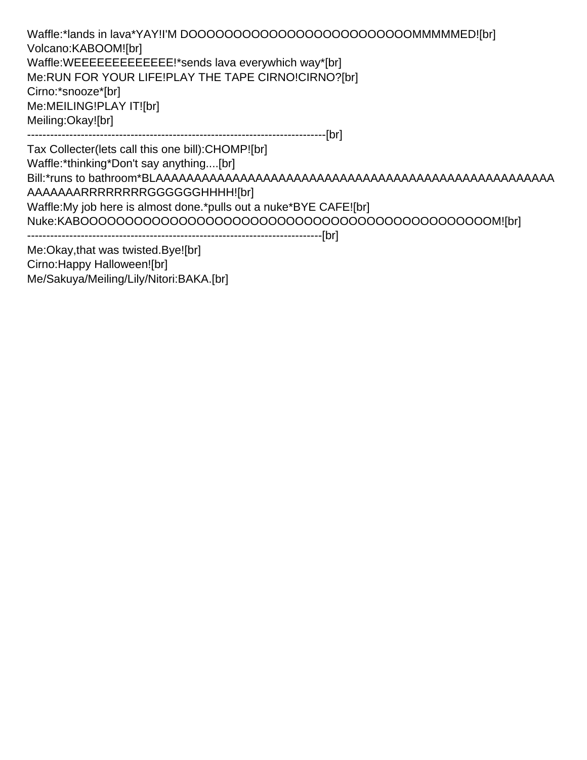Waffle:*lands in lava*YAY!I'M DOOOOOOOOOOOOOOOOOOOOOOOOOMMMMMED![br]
Volcano:KABOOM![br]
Waffle:WEEEEEEEEEEEEE!*sends lava everywhich way*[br]
Me:RUN FOR YOUR LIFE!PLAY THE TAPE CIRNO!CIRNO?[br]
Cirno:*snooze*[br]
Me:MEILING!PLAY IT![br]
Meiling:Okay![br]
------------------------------------------------------------------------------[br]
Tax Collecter(lets call this one bill):CHOMP![br]
Waffle:*thinking*Don't say anything....[br]
Bill:*runs to bathroom*BLAAAAAAAAAAAAAAAAAAAAAAAAAAAAAAAAAAAAAAAAAAAAAAAAAAAAAAAAARRRRRRRRGGGGGGHHHH![br]
Waffle:My job here is almost done.*pulls out a nuke*BYE CAFE![br]
Nuke:KABOOOOOOOOOOOOOOOOOOOOOOOOOOOOOOOOOOOOOOOOOOOOOOOOM![br]
-----------------------------------------------------------------------------[br]
Me:Okay,that was twisted.Bye![br]
Cirno:Happy Halloween![br]
Me/Sakuya/Meiling/Lily/Nitori:BAKA.[br]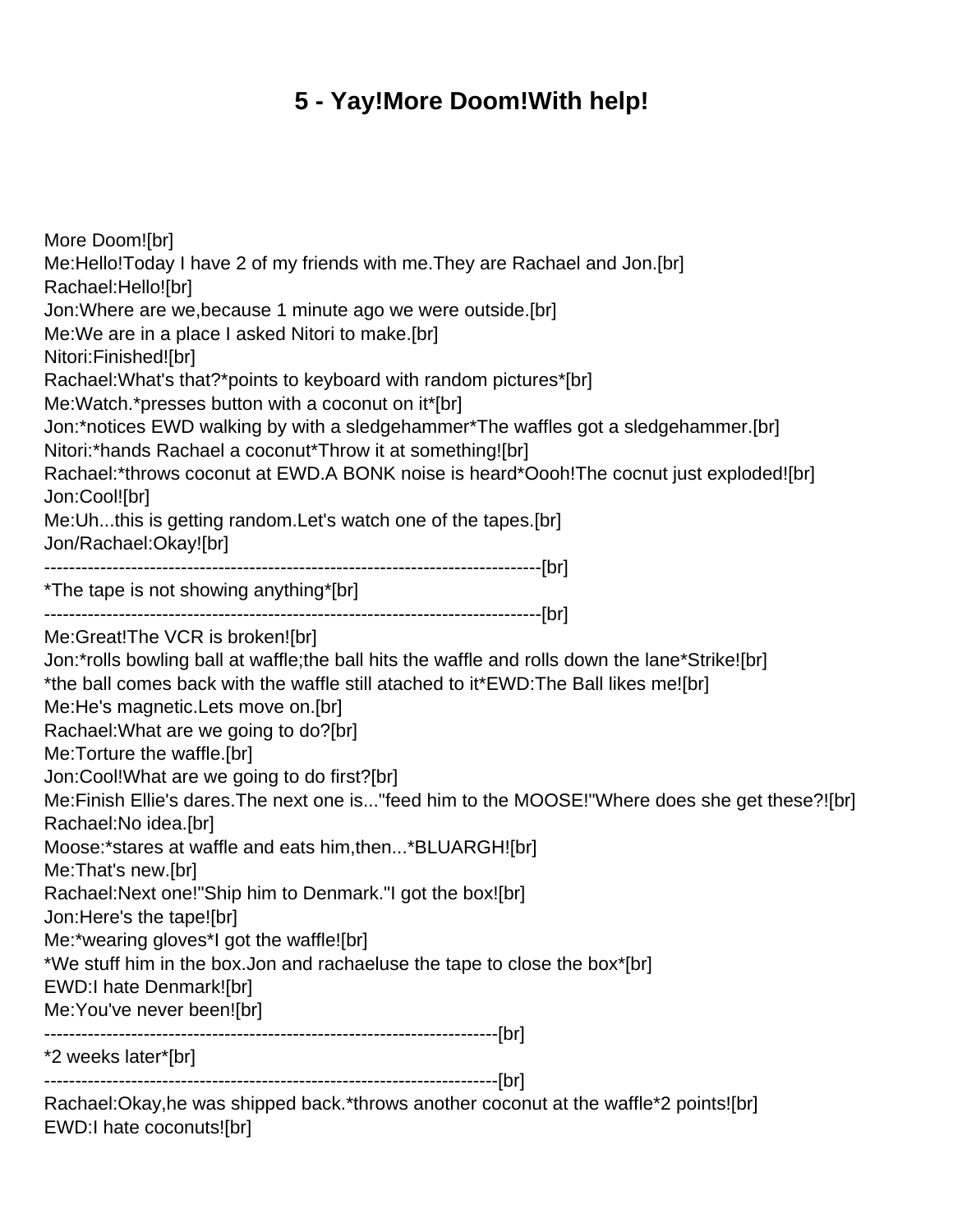# 5 - Yay!More Doom!With help!

More Doom![br]
Me:Hello!Today I have 2 of my friends with me.They are Rachael and Jon.[br]
Rachael:Hello![br]
Jon:Where are we,because 1 minute ago we were outside.[br]
Me:We are in a place I asked Nitori to make.[br]
Nitori:Finished![br]
Rachael:What's that?*points to keyboard with random pictures*[br]
Me:Watch.*presses button with a coconut on it*[br]
Jon:*notices EWD walking by with a sledgehammer*The waffles got a sledgehammer.[br]
Nitori:*hands Rachael a coconut*Throw it at something![br]
Rachael:*throws coconut at EWD.A BONK noise is heard*Oooh!The cocnut just exploded![br]
Jon:Cool![br]
Me:Uh...this is getting random.Let's watch one of the tapes.[br]
Jon/Rachael:Okay![br]
--------------------------------------------------------------------------------[br]
*The tape is not showing anything*[br]
--------------------------------------------------------------------------------[br]
Me:Great!The VCR is broken![br]
Jon:*rolls bowling ball at waffle;the ball hits the waffle and rolls down the lane*Strike![br]
*the ball comes back with the waffle still atached to it*EWD:The Ball likes me![br]
Me:He's magnetic.Lets move on.[br]
Rachael:What are we going to do?[br]
Me:Torture the waffle.[br]
Jon:Cool!What are we going to do first?[br]
Me:Finish Ellie's dares.The next one is..."feed him to the MOOSE!"Where does she get these?![br]
Rachael:No idea.[br]
Moose:*stares at waffle and eats him,then...*BLUARGH![br]
Me:That's new.[br]
Rachael:Next one!"Ship him to Denmark."I got the box![br]
Jon:Here's the tape![br]
Me:*wearing gloves*I got the waffle![br]
*We stuff him in the box.Jon and rachaeluse the tape to close the box*[br]
EWD:I hate Denmark![br]
Me:You've never been![br]
-------------------------------------------------------------------------[br]
*2 weeks later*[br]
-------------------------------------------------------------------------[br]
Rachael:Okay,he was shipped back.*throws another coconut at the waffle*2 points![br]
EWD:I hate coconuts![br]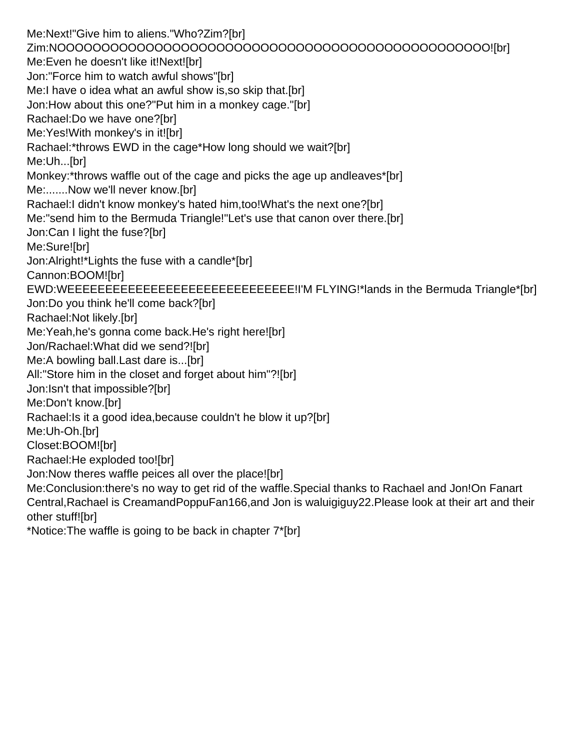Me:Next!"Give him to aliens."Who?Zim?[br]
Zim:NOOOOOOOOOOOOOOOOOOOOOOOOOOOOOOOOOOOOOOOOOOOOOOOO![br]
Me:Even he doesn't like it!Next![br]
Jon:"Force him to watch awful shows"[br]
Me:I have o idea what an awful show is,so skip that.[br]
Jon:How about this one?"Put him in a monkey cage."[br]
Rachael:Do we have one?[br]
Me:Yes!With monkey's in it![br]
Rachael:*throws EWD in the cage*How long should we wait?[br]
Me:Uh...[br]
Monkey:*throws waffle out of the cage and picks the age up andleaves*[br]
Me:.......Now we'll never know.[br]
Rachael:I didn't know monkey's hated him,too!What's the next one?[br]
Me:"send him to the Bermuda Triangle!"Let's use that canon over there.[br]
Jon:Can I light the fuse?[br]
Me:Sure![br]
Jon:Alright!*Lights the fuse with a candle*[br]
Cannon:BOOM![br]
EWD:WEEEEEEEEEEEEEEEEEEEEEEEEEEEEEE!I'M FLYING!*lands in the Bermuda Triangle*[br]
Jon:Do you think he'll come back?[br]
Rachael:Not likely.[br]
Me:Yeah,he's gonna come back.He's right here![br]
Jon/Rachael:What did we send?![br]
Me:A bowling ball.Last dare is...[br]
All:"Store him in the closet and forget about him"?![br]
Jon:Isn't that impossible?[br]
Me:Don't know.[br]
Rachael:Is it a good idea,because couldn't he blow it up?[br]
Me:Uh-Oh.[br]
Closet:BOOM![br]
Rachael:He exploded too![br]
Jon:Now theres waffle peices all over the place![br]
Me:Conclusion:there's no way to get rid of the waffle.Special thanks to Rachael and Jon!On Fanart Central,Rachael is CreamandPoppuFan166,and Jon is waluigiguy22.Please look at their art and their other stuff![br]
*Notice:The waffle is going to be back in chapter 7*[br]